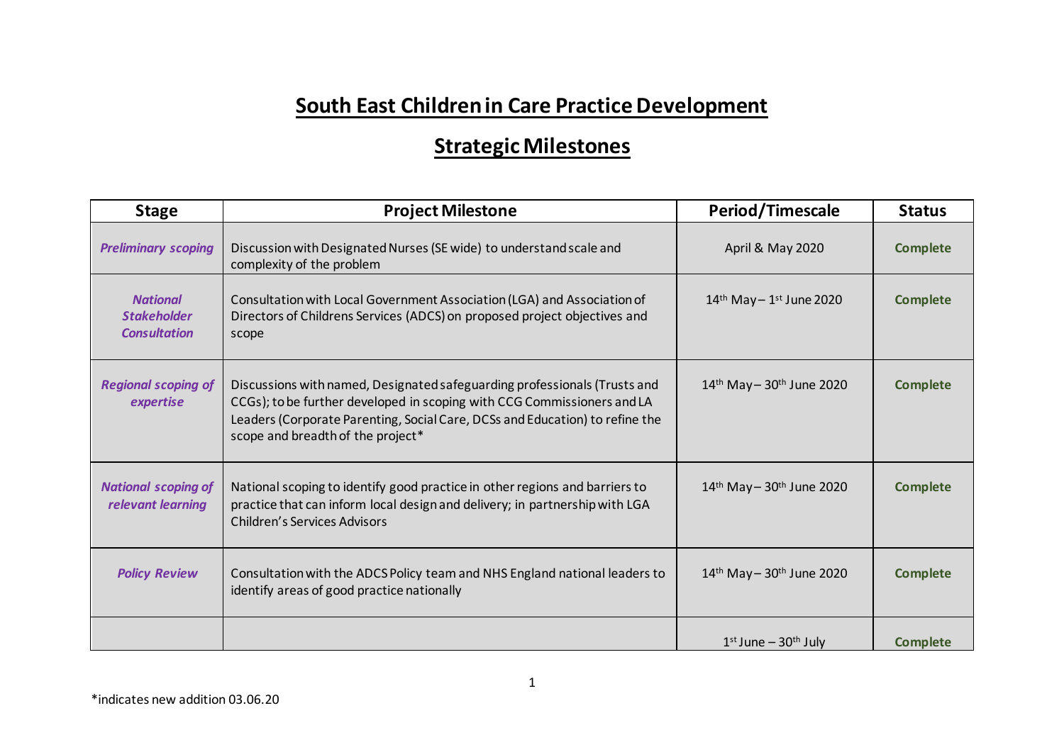# South East Children in Care Practice Development

## Strategic Milestones

| Stage | Project Milestone | Period/Timescale | Status |
|---|---|---|---|
| ***Preliminary scoping*** | Discussion with Designated Nurses (SE wide) to understand scale and complexity of the problem | April & May 2020 | **Complete** |
| ***National Stakeholder Consultation*** | Consultation with Local Government Association (LGA) and Association of Directors of Childrens Services (ADCS) on proposed project objectives and scope | 14th May – 1st June 2020 | **Complete** |
| ***Regional scoping of expertise*** | Discussions with named, Designated safeguarding professionals (Trusts and CCGs); to be further developed in scoping with CCG Commissioners and LA Leaders (Corporate Parenting, Social Care, DCSs and Education) to refine the scope and breadth of the project* | 14th May – 30th June 2020 | **Complete** |
| ***National scoping of relevant learning*** | National scoping to identify good practice in other regions and barriers to practice that can inform local design and delivery; in partnership with LGA Children's Services Advisors | 14th May – 30th June 2020 | **Complete** |
| ***Policy Review*** | Consultation with the ADCS Policy team and NHS England national leaders to identify areas of good practice nationally | 14th May – 30th June 2020 | **Complete** |
| | | 1st June – 30th July | **Complete** |

*indicates new addition 03.06.20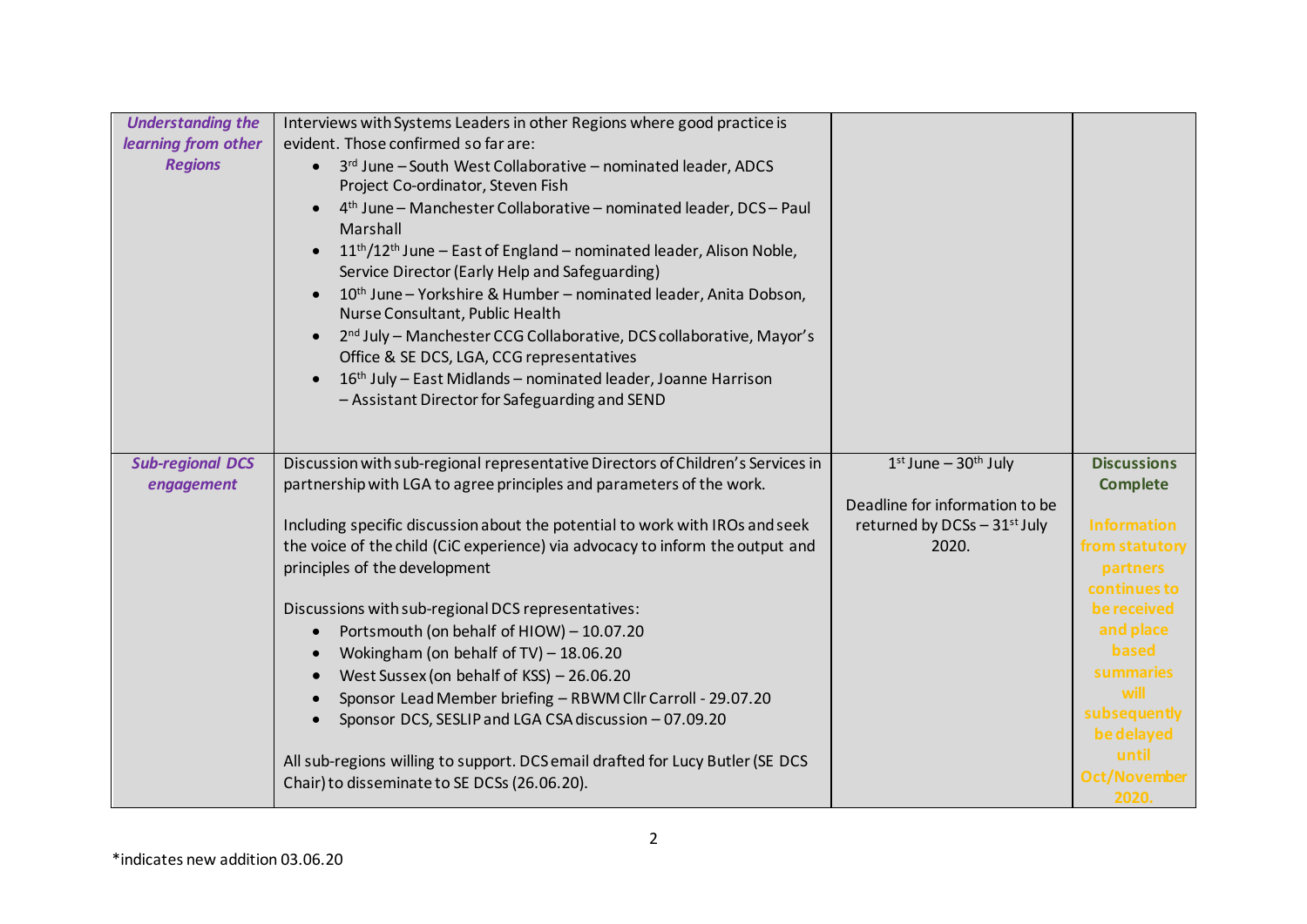| | | | |
|---|---|---|---|
| ***Understanding the learning from other Regions*** | Interviews with Systems Leaders in other Regions where good practice is evident. Those confirmed so far are:<br>• 3rd June – South West Collaborative – nominated leader, ADCS Project Co-ordinator, Steven Fish<br>• 4th June – Manchester Collaborative – nominated leader, DCS – Paul Marshall<br>• 11th/12th June – East of England – nominated leader, Alison Noble, Service Director (Early Help and Safeguarding)<br>• 10th June – Yorkshire & Humber – nominated leader, Anita Dobson, Nurse Consultant, Public Health<br>• 2nd July – Manchester CCG Collaborative, DCS collaborative, Mayor's Office & SE DCS, LGA, CCG representatives<br>• 16th July – East Midlands – nominated leader, Joanne Harrison – Assistant Director for Safeguarding and SEND | | |
| ***Sub-regional DCS engagement*** | Discussion with sub-regional representative Directors of Children's Services in partnership with LGA to agree principles and parameters of the work.<br><br>Including specific discussion about the potential to work with IROs and seek the voice of the child (CiC experience) via advocacy to inform the output and principles of the development<br><br>Discussions with sub-regional DCS representatives:<br>• Portsmouth (on behalf of HIOW) – 10.07.20<br>• Wokingham (on behalf of TV) – 18.06.20<br>• West Sussex (on behalf of KSS) – 26.06.20<br>• Sponsor Lead Member briefing – RBWM Cllr Carroll - 29.07.20<br>• Sponsor DCS, SESLIP and LGA CSA discussion – 07.09.20<br><br>All sub-regions willing to support. DCS email drafted for Lucy Butler (SE DCS Chair) to disseminate to SE DCSs (26.06.20). | 1st June – 30th July<br><br>Deadline for information to be returned by DCSs – 31st July 2020. | **Discussions Complete**<br><br>**Information from statutory partners continues to be received and place based summaries will subsequently be delayed until Oct/November 2020.** |

*indicates new addition 03.06.20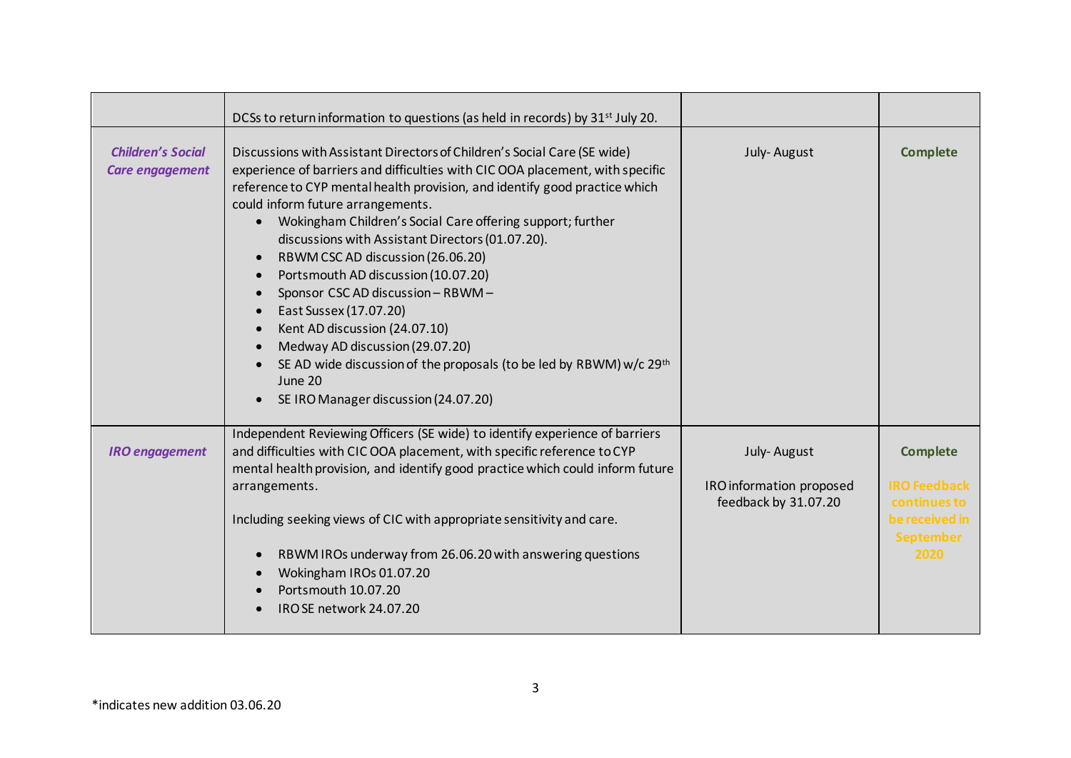| | | | |
|---|---|---|---|
| | DCSs to return information to questions (as held in records) by 31st July 20. | | |
| ***Children's Social Care engagement*** | Discussions with Assistant Directors of Children's Social Care (SE wide) experience of barriers and difficulties with CIC OOA placement, with specific reference to CYP mental health provision, and identify good practice which could inform future arrangements.<br>• Wokingham Children's Social Care offering support; further discussions with Assistant Directors (01.07.20).<br>• RBWM CSC AD discussion (26.06.20)<br>• Portsmouth AD discussion (10.07.20)<br>• Sponsor CSC AD discussion – RBWM –<br>• East Sussex (17.07.20)<br>• Kent AD discussion (24.07.10)<br>• Medway AD discussion (29.07.20)<br>• SE AD wide discussion of the proposals (to be led by RBWM) w/c 29th June 20<br>• SE IRO Manager discussion (24.07.20) | July- August | **Complete** |
| ***IRO engagement*** | Independent Reviewing Officers (SE wide) to identify experience of barriers and difficulties with CIC OOA placement, with specific reference to CYP mental health provision, and identify good practice which could inform future arrangements.<br><br>Including seeking views of CIC with appropriate sensitivity and care.<br><br>• RBWM IROs underway from 26.06.20 with answering questions<br>• Wokingham IROs 01.07.20<br>• Portsmouth 10.07.20<br>• IRO SE network 24.07.20 | July- August<br><br>IRO information proposed feedback by 31.07.20 | **Complete**<br><br>**IRO Feedback continues to be received in September 2020** |

*indicates new addition 03.06.20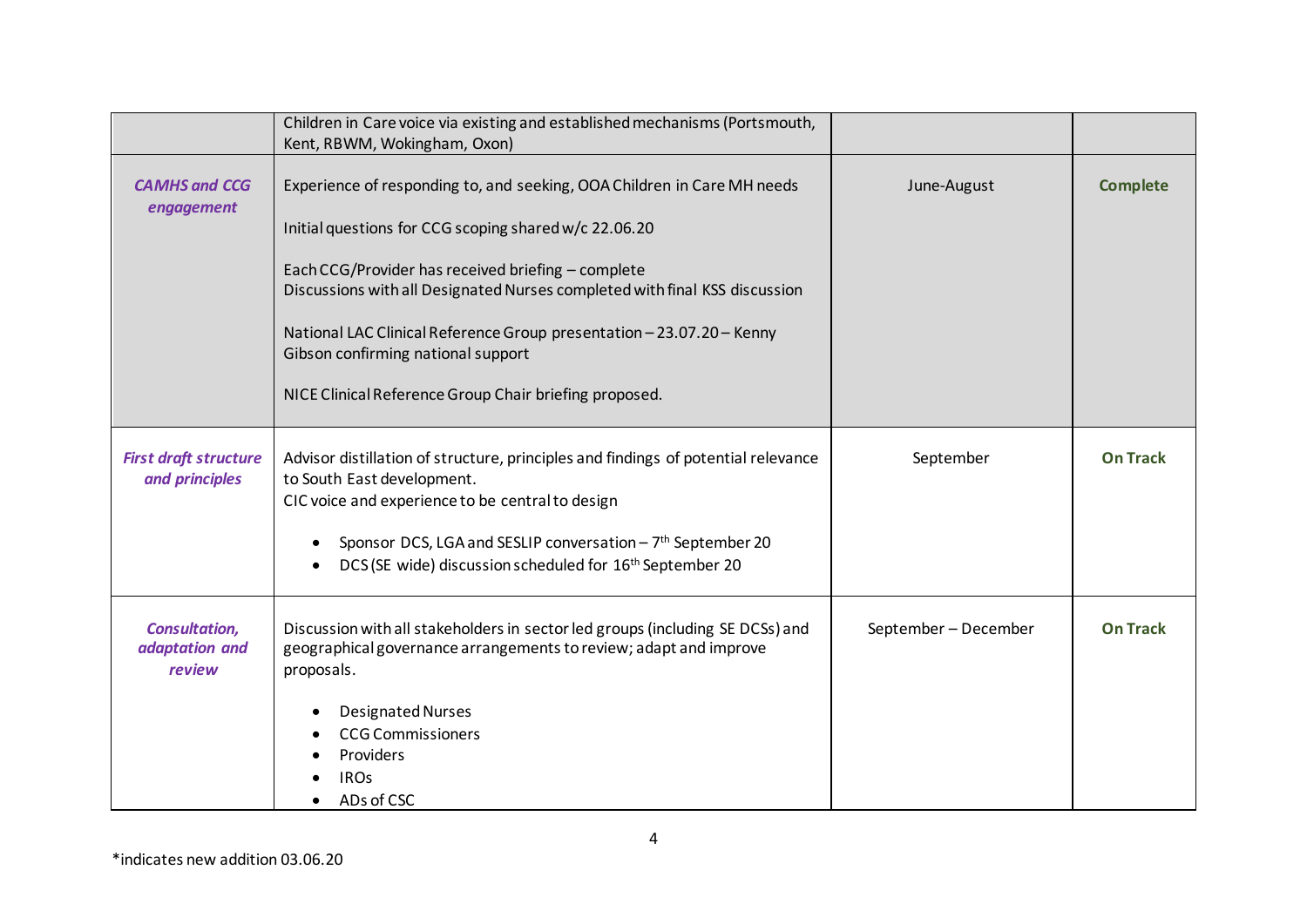| | | | |
|---|---|---|---|
| | Children in Care voice via existing and established mechanisms (Portsmouth, Kent, RBWM, Wokingham, Oxon) | | |
| ***CAMHS and CCG engagement*** | Experience of responding to, and seeking, OOA Children in Care MH needs<br><br>Initial questions for CCG scoping shared w/c 22.06.20<br><br>Each CCG/Provider has received briefing – complete<br>Discussions with all Designated Nurses completed with final KSS discussion<br><br>National LAC Clinical Reference Group presentation – 23.07.20 – Kenny Gibson confirming national support<br><br>NICE Clinical Reference Group Chair briefing proposed. | June-August | **Complete** |
| ***First draft structure and principles*** | Advisor distillation of structure, principles and findings of potential relevance to South East development.<br>CIC voice and experience to be central to design<br><br>• Sponsor DCS, LGA and SESLIP conversation – 7th September 20<br>• DCS (SE wide) discussion scheduled for 16th September 20 | September | **On Track** |
| ***Consultation, adaptation and review*** | Discussion with all stakeholders in sector led groups (including SE DCSs) and geographical governance arrangements to review; adapt and improve proposals.<br><br>• Designated Nurses<br>• CCG Commissioners<br>• Providers<br>• IROs<br>• ADs of CSC | September – December | **On Track** |

*indicates new addition 03.06.20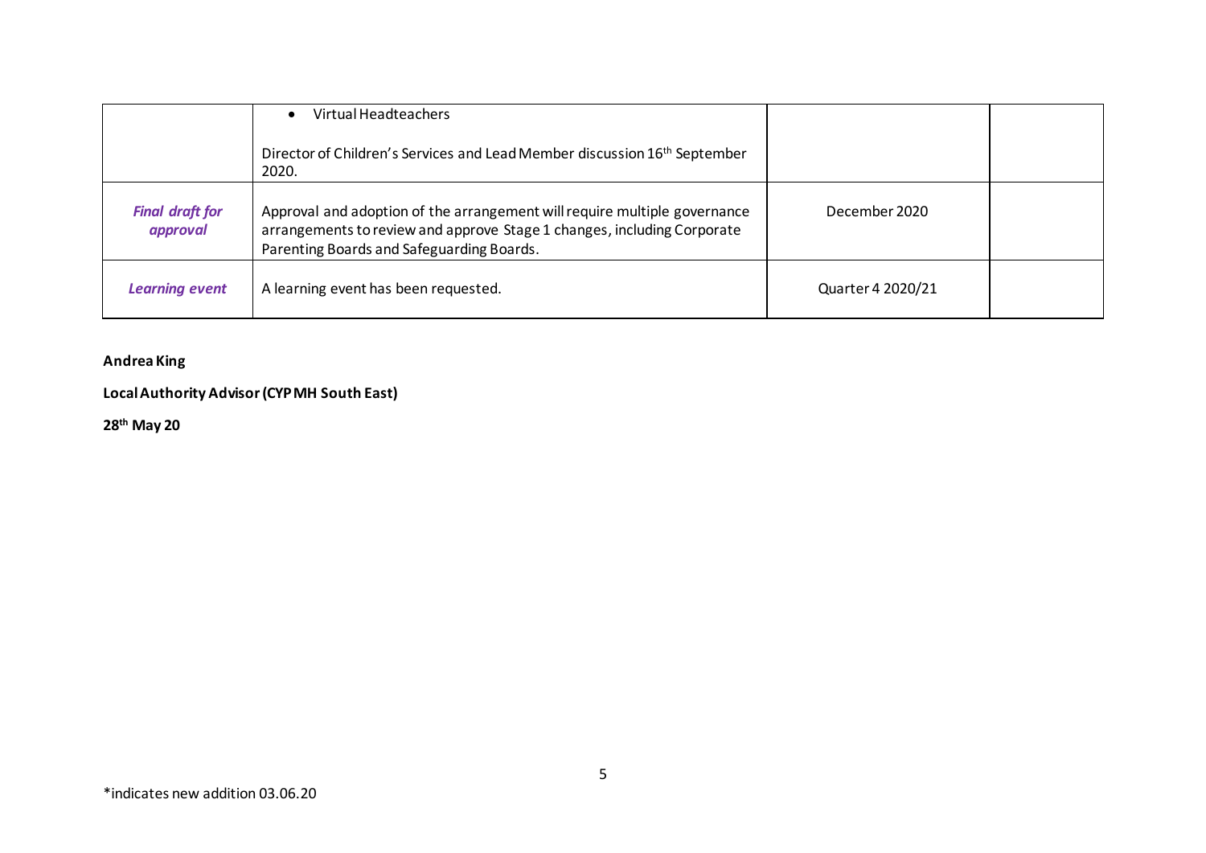| | | | |
|---|---|---|---|
| | • Virtual Headteachers<br><br>Director of Children's Services and Lead Member discussion 16th September 2020. | | |
| ***Final draft for approval*** | Approval and adoption of the arrangement will require multiple governance arrangements to review and approve Stage 1 changes, including Corporate Parenting Boards and Safeguarding Boards. | December 2020 | |
| ***Learning event*** | A learning event has been requested. | Quarter 4 2020/21 | |

**Andrea King**

**Local Authority Advisor (CYP MH South East)**

**28th May 20**

*indicates new addition 03.06.20